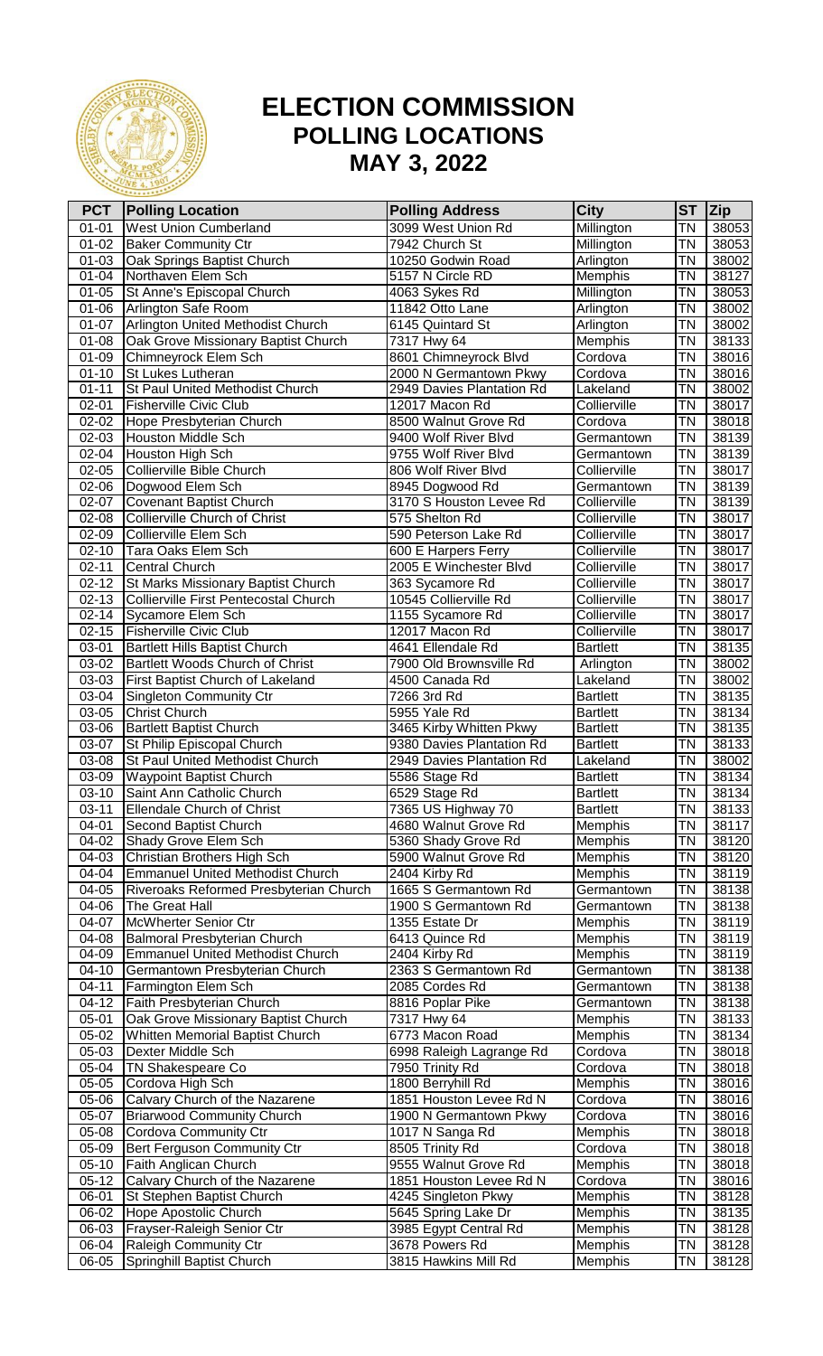# ELECTION COMMISSION
## POLLING LOCATIONS
## MAY 3, 2022

| PCT | Polling Location | Polling Address | City | ST | Zip |
|---|---|---|---|---|---|
| 01-01 | West Union Cumberland | 3099 West Union Rd | Millington | TN | 38053 |
| 01-02 | Baker Community Ctr | 7942 Church St | Millington | TN | 38053 |
| 01-03 | Oak Springs Baptist Church | 10250 Godwin Road | Arlington | TN | 38002 |
| 01-04 | Northaven Elem Sch | 5157 N Circle RD | Memphis | TN | 38127 |
| 01-05 | St Anne's Episcopal Church | 4063 Sykes Rd | Millington | TN | 38053 |
| 01-06 | Arlington Safe Room | 11842 Otto Lane | Arlington | TN | 38002 |
| 01-07 | Arlington United Methodist Church | 6145 Quintard St | Arlington | TN | 38002 |
| 01-08 | Oak Grove Missionary Baptist Church | 7317 Hwy 64 | Memphis | TN | 38133 |
| 01-09 | Chimneyrock Elem Sch | 8601 Chimneyrock Blvd | Cordova | TN | 38016 |
| 01-10 | St Lukes Lutheran | 2000 N Germantown Pkwy | Cordova | TN | 38016 |
| 01-11 | St Paul United Methodist Church | 2949 Davies Plantation Rd | Lakeland | TN | 38002 |
| 02-01 | Fisherville Civic Club | 12017 Macon Rd | Collierville | TN | 38017 |
| 02-02 | Hope Presbyterian Church | 8500 Walnut Grove Rd | Cordova | TN | 38018 |
| 02-03 | Houston Middle Sch | 9400 Wolf River Blvd | Germantown | TN | 38139 |
| 02-04 | Houston High Sch | 9755 Wolf River Blvd | Germantown | TN | 38139 |
| 02-05 | Collierville Bible Church | 806 Wolf River Blvd | Collierville | TN | 38017 |
| 02-06 | Dogwood Elem Sch | 8945 Dogwood Rd | Germantown | TN | 38139 |
| 02-07 | Covenant Baptist Church | 3170 S Houston Levee Rd | Collierville | TN | 38139 |
| 02-08 | Collierville Church of Christ | 575 Shelton Rd | Collierville | TN | 38017 |
| 02-09 | Collierville Elem Sch | 590 Peterson Lake Rd | Collierville | TN | 38017 |
| 02-10 | Tara Oaks Elem Sch | 600 E Harpers Ferry | Collierville | TN | 38017 |
| 02-11 | Central Church | 2005 E Winchester Blvd | Collierville | TN | 38017 |
| 02-12 | St Marks Missionary Baptist Church | 363 Sycamore Rd | Collierville | TN | 38017 |
| 02-13 | Collierville First Pentecostal Church | 10545 Collierville Rd | Collierville | TN | 38017 |
| 02-14 | Sycamore Elem Sch | 1155 Sycamore Rd | Collierville | TN | 38017 |
| 02-15 | Fisherville Civic Club | 12017 Macon Rd | Collierville | TN | 38017 |
| 03-01 | Bartlett Hills Baptist Church | 4641 Ellendale Rd | Bartlett | TN | 38135 |
| 03-02 | Bartlett Woods Church of Christ | 7900 Old Brownsville Rd | Arlington | TN | 38002 |
| 03-03 | First Baptist Church of Lakeland | 4500 Canada Rd | Lakeland | TN | 38002 |
| 03-04 | Singleton Community Ctr | 7266 3rd Rd | Bartlett | TN | 38135 |
| 03-05 | Christ Church | 5955 Yale Rd | Bartlett | TN | 38134 |
| 03-06 | Bartlett Baptist Church | 3465 Kirby Whitten Pkwy | Bartlett | TN | 38135 |
| 03-07 | St Philip Episcopal Church | 9380 Davies Plantation Rd | Bartlett | TN | 38133 |
| 03-08 | St Paul United Methodist Church | 2949 Davies Plantation Rd | Lakeland | TN | 38002 |
| 03-09 | Waypoint Baptist Church | 5586 Stage Rd | Bartlett | TN | 38134 |
| 03-10 | Saint Ann Catholic Church | 6529 Stage Rd | Bartlett | TN | 38134 |
| 03-11 | Ellendale Church of Christ | 7365 US Highway 70 | Bartlett | TN | 38133 |
| 04-01 | Second Baptist Church | 4680 Walnut Grove Rd | Memphis | TN | 38117 |
| 04-02 | Shady Grove Elem Sch | 5360 Shady Grove Rd | Memphis | TN | 38120 |
| 04-03 | Christian Brothers High Sch | 5900 Walnut Grove Rd | Memphis | TN | 38120 |
| 04-04 | Emmanuel United Methodist Church | 2404 Kirby Rd | Memphis | TN | 38119 |
| 04-05 | Riveroaks Reformed Presbyterian Church | 1665 S Germantown Rd | Germantown | TN | 38138 |
| 04-06 | The Great Hall | 1900 S Germantown Rd | Germantown | TN | 38138 |
| 04-07 | McWherter Senior Ctr | 1355 Estate Dr | Memphis | TN | 38119 |
| 04-08 | Balmoral Presbyterian Church | 6413 Quince Rd | Memphis | TN | 38119 |
| 04-09 | Emmanuel United Methodist Church | 2404 Kirby Rd | Memphis | TN | 38119 |
| 04-10 | Germantown Presbyterian Church | 2363 S Germantown Rd | Germantown | TN | 38138 |
| 04-11 | Farmington Elem Sch | 2085 Cordes Rd | Germantown | TN | 38138 |
| 04-12 | Faith Presbyterian Church | 8816 Poplar Pike | Germantown | TN | 38138 |
| 05-01 | Oak Grove Missionary Baptist Church | 7317 Hwy 64 | Memphis | TN | 38133 |
| 05-02 | Whitten Memorial Baptist Church | 6773 Macon Road | Memphis | TN | 38134 |
| 05-03 | Dexter Middle Sch | 6998 Raleigh Lagrange Rd | Cordova | TN | 38018 |
| 05-04 | TN Shakespeare Co | 7950 Trinity Rd | Cordova | TN | 38018 |
| 05-05 | Cordova High Sch | 1800 Berryhill Rd | Memphis | TN | 38016 |
| 05-06 | Calvary Church of the Nazarene | 1851 Houston Levee Rd N | Cordova | TN | 38016 |
| 05-07 | Briarwood Community Church | 1900 N Germantown Pkwy | Cordova | TN | 38016 |
| 05-08 | Cordova Community Ctr | 1017 N Sanga Rd | Memphis | TN | 38018 |
| 05-09 | Bert Ferguson Community Ctr | 8505 Trinity Rd | Cordova | TN | 38018 |
| 05-10 | Faith Anglican Church | 9555 Walnut Grove Rd | Memphis | TN | 38018 |
| 05-12 | Calvary Church of the Nazarene | 1851 Houston Levee Rd N | Cordova | TN | 38016 |
| 06-01 | St Stephen Baptist Church | 4245 Singleton Pkwy | Memphis | TN | 38128 |
| 06-02 | Hope Apostolic Church | 5645 Spring Lake Dr | Memphis | TN | 38135 |
| 06-03 | Frayser-Raleigh Senior Ctr | 3985 Egypt Central Rd | Memphis | TN | 38128 |
| 06-04 | Raleigh Community Ctr | 3678 Powers Rd | Memphis | TN | 38128 |
| 06-05 | Springhill Baptist Church | 3815 Hawkins Mill Rd | Memphis | TN | 38128 |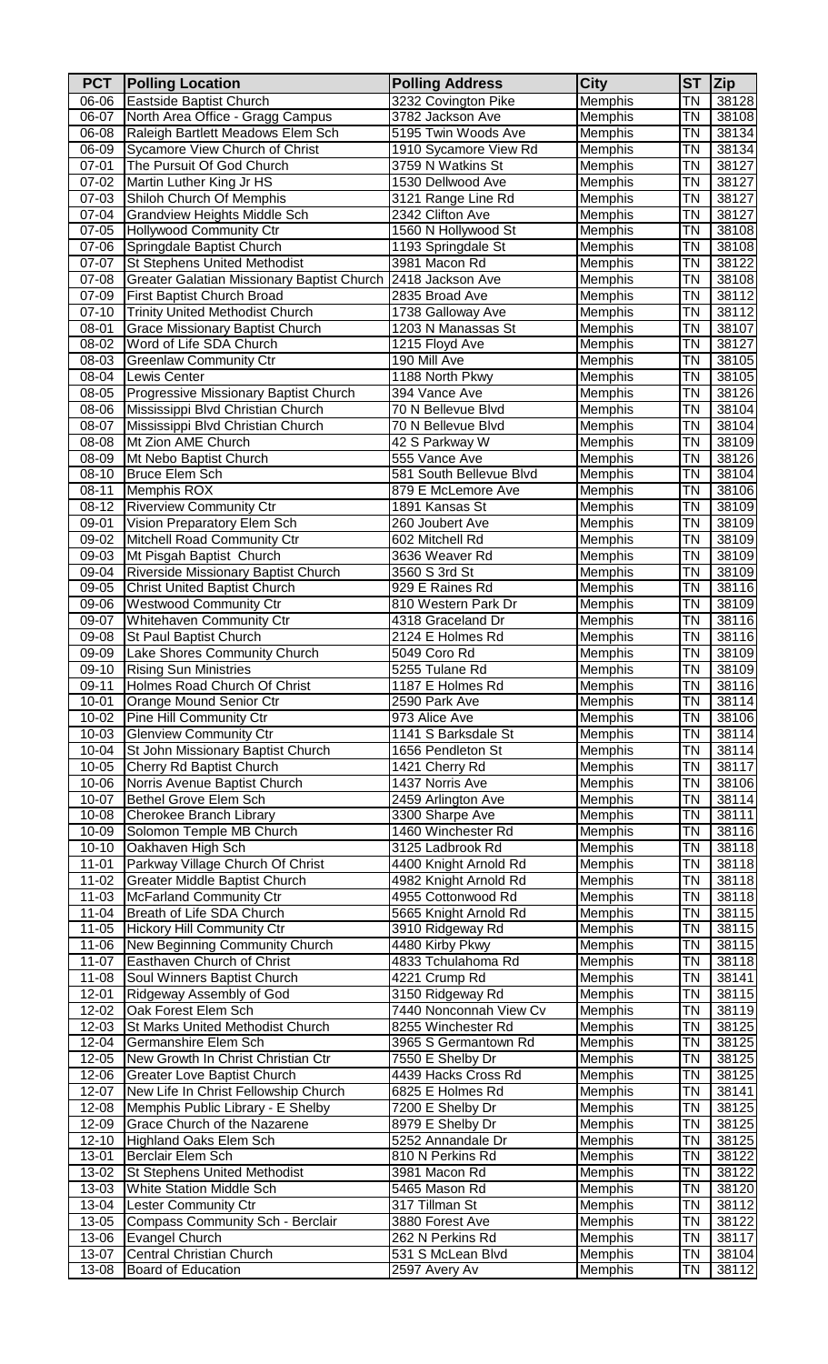| PCT | Polling Location | Polling Address | City | ST | Zip |
| --- | --- | --- | --- | --- | --- |
| 06-06 | Eastside Baptist Church | 3232 Covington Pike | Memphis | TN | 38128 |
| 06-07 | North Area Office - Gragg Campus | 3782 Jackson Ave | Memphis | TN | 38108 |
| 06-08 | Raleigh Bartlett Meadows Elem Sch | 5195 Twin Woods Ave | Memphis | TN | 38134 |
| 06-09 | Sycamore View Church of Christ | 1910 Sycamore View Rd | Memphis | TN | 38134 |
| 07-01 | The Pursuit Of God Church | 3759 N Watkins St | Memphis | TN | 38127 |
| 07-02 | Martin Luther King Jr HS | 1530 Dellwood Ave | Memphis | TN | 38127 |
| 07-03 | Shiloh Church Of Memphis | 3121 Range Line Rd | Memphis | TN | 38127 |
| 07-04 | Grandview Heights Middle Sch | 2342 Clifton Ave | Memphis | TN | 38127 |
| 07-05 | Hollywood Community Ctr | 1560 N Hollywood St | Memphis | TN | 38108 |
| 07-06 | Springdale Baptist Church | 1193 Springdale St | Memphis | TN | 38108 |
| 07-07 | St Stephens United Methodist | 3981 Macon Rd | Memphis | TN | 38122 |
| 07-08 | Greater Galatian Missionary Baptist Church | 2418 Jackson Ave | Memphis | TN | 38108 |
| 07-09 | First Baptist Church Broad | 2835 Broad Ave | Memphis | TN | 38112 |
| 07-10 | Trinity United Methodist Church | 1738 Galloway Ave | Memphis | TN | 38112 |
| 08-01 | Grace Missionary Baptist Church | 1203 N Manassas St | Memphis | TN | 38107 |
| 08-02 | Word of Life SDA Church | 1215 Floyd Ave | Memphis | TN | 38127 |
| 08-03 | Greenlaw Community Ctr | 190 Mill Ave | Memphis | TN | 38105 |
| 08-04 | Lewis Center | 1188 North Pkwy | Memphis | TN | 38105 |
| 08-05 | Progressive Missionary Baptist Church | 394 Vance Ave | Memphis | TN | 38126 |
| 08-06 | Mississippi Blvd Christian Church | 70 N Bellevue Blvd | Memphis | TN | 38104 |
| 08-07 | Mississippi Blvd Christian Church | 70 N Bellevue Blvd | Memphis | TN | 38104 |
| 08-08 | Mt Zion AME Church | 42 S Parkway W | Memphis | TN | 38109 |
| 08-09 | Mt Nebo Baptist Church | 555 Vance Ave | Memphis | TN | 38126 |
| 08-10 | Bruce Elem Sch | 581 South Bellevue Blvd | Memphis | TN | 38104 |
| 08-11 | Memphis ROX | 879 E McLemore Ave | Memphis | TN | 38106 |
| 08-12 | Riverview Community Ctr | 1891 Kansas St | Memphis | TN | 38109 |
| 09-01 | Vision Preparatory Elem Sch | 260 Joubert Ave | Memphis | TN | 38109 |
| 09-02 | Mitchell Road Community Ctr | 602 Mitchell Rd | Memphis | TN | 38109 |
| 09-03 | Mt Pisgah Baptist Church | 3636 Weaver Rd | Memphis | TN | 38109 |
| 09-04 | Riverside Missionary Baptist Church | 3560 S 3rd St | Memphis | TN | 38109 |
| 09-05 | Christ United Baptist Church | 929 E Raines Rd | Memphis | TN | 38116 |
| 09-06 | Westwood Community Ctr | 810 Western Park Dr | Memphis | TN | 38109 |
| 09-07 | Whitehaven Community Ctr | 4318 Graceland Dr | Memphis | TN | 38116 |
| 09-08 | St Paul Baptist Church | 2124 E Holmes Rd | Memphis | TN | 38116 |
| 09-09 | Lake Shores Community Church | 5049 Coro Rd | Memphis | TN | 38109 |
| 09-10 | Rising Sun Ministries | 5255 Tulane Rd | Memphis | TN | 38109 |
| 09-11 | Holmes Road Church Of Christ | 1187 E Holmes Rd | Memphis | TN | 38116 |
| 10-01 | Orange Mound Senior Ctr | 2590 Park Ave | Memphis | TN | 38114 |
| 10-02 | Pine Hill Community Ctr | 973 Alice Ave | Memphis | TN | 38106 |
| 10-03 | Glenview Community Ctr | 1141 S Barksdale St | Memphis | TN | 38114 |
| 10-04 | St John Missionary Baptist Church | 1656 Pendleton St | Memphis | TN | 38114 |
| 10-05 | Cherry Rd Baptist Church | 1421 Cherry Rd | Memphis | TN | 38117 |
| 10-06 | Norris Avenue Baptist Church | 1437 Norris Ave | Memphis | TN | 38106 |
| 10-07 | Bethel Grove Elem Sch | 2459 Arlington Ave | Memphis | TN | 38114 |
| 10-08 | Cherokee Branch Library | 3300 Sharpe Ave | Memphis | TN | 38111 |
| 10-09 | Solomon Temple MB Church | 1460 Winchester Rd | Memphis | TN | 38116 |
| 10-10 | Oakhaven High Sch | 3125 Ladbrook Rd | Memphis | TN | 38118 |
| 11-01 | Parkway Village Church Of Christ | 4400 Knight Arnold Rd | Memphis | TN | 38118 |
| 11-02 | Greater Middle Baptist Church | 4982 Knight Arnold Rd | Memphis | TN | 38118 |
| 11-03 | McFarland Community Ctr | 4955 Cottonwood Rd | Memphis | TN | 38118 |
| 11-04 | Breath of Life SDA Church | 5665 Knight Arnold Rd | Memphis | TN | 38115 |
| 11-05 | Hickory Hill Community Ctr | 3910 Ridgeway Rd | Memphis | TN | 38115 |
| 11-06 | New Beginning Community Church | 4480 Kirby Pkwy | Memphis | TN | 38115 |
| 11-07 | Easthaven Church of Christ | 4833 Tchulahoma Rd | Memphis | TN | 38118 |
| 11-08 | Soul Winners Baptist Church | 4221 Crump Rd | Memphis | TN | 38141 |
| 12-01 | Ridgeway Assembly of God | 3150 Ridgeway Rd | Memphis | TN | 38115 |
| 12-02 | Oak Forest Elem Sch | 7440 Nonconnah View Cv | Memphis | TN | 38119 |
| 12-03 | St Marks United Methodist Church | 8255 Winchester Rd | Memphis | TN | 38125 |
| 12-04 | Germanshire Elem Sch | 3965 S Germantown Rd | Memphis | TN | 38125 |
| 12-05 | New Growth In Christ Christian Ctr | 7550 E Shelby Dr | Memphis | TN | 38125 |
| 12-06 | Greater Love Baptist Church | 4439 Hacks Cross Rd | Memphis | TN | 38125 |
| 12-07 | New Life In Christ Fellowship Church | 6825 E Holmes Rd | Memphis | TN | 38141 |
| 12-08 | Memphis Public Library - E Shelby | 7200 E Shelby Dr | Memphis | TN | 38125 |
| 12-09 | Grace Church of the Nazarene | 8979 E Shelby Dr | Memphis | TN | 38125 |
| 12-10 | Highland Oaks Elem Sch | 5252 Annandale Dr | Memphis | TN | 38125 |
| 13-01 | Berclair Elem Sch | 810 N Perkins Rd | Memphis | TN | 38122 |
| 13-02 | St Stephens United Methodist | 3981 Macon Rd | Memphis | TN | 38122 |
| 13-03 | White Station Middle Sch | 5465 Mason Rd | Memphis | TN | 38120 |
| 13-04 | Lester Community Ctr | 317 Tillman St | Memphis | TN | 38112 |
| 13-05 | Compass Community Sch - Berclair | 3880 Forest Ave | Memphis | TN | 38122 |
| 13-06 | Evangel Church | 262 N Perkins Rd | Memphis | TN | 38117 |
| 13-07 | Central Christian Church | 531 S McLean Blvd | Memphis | TN | 38104 |
| 13-08 | Board of Education | 2597 Avery Av | Memphis | TN | 38112 |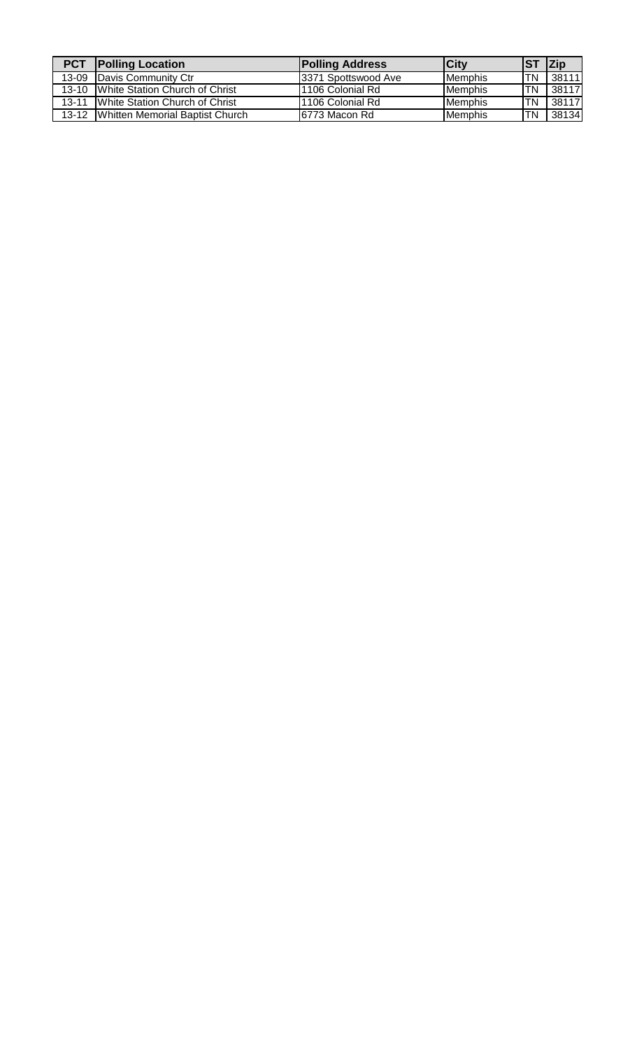| PCT | Polling Location | Polling Address | City | ST | Zip |
|---|---|---|---|---|---|
| 13-09 | Davis Community Ctr | 3371 Spottswood Ave | Memphis | TN | 38111 |
| 13-10 | White Station Church of Christ | 1106 Colonial Rd | Memphis | TN | 38117 |
| 13-11 | White Station Church of Christ | 1106 Colonial Rd | Memphis | TN | 38117 |
| 13-12 | Whitten Memorial Baptist Church | 6773 Macon Rd | Memphis | TN | 38134 |